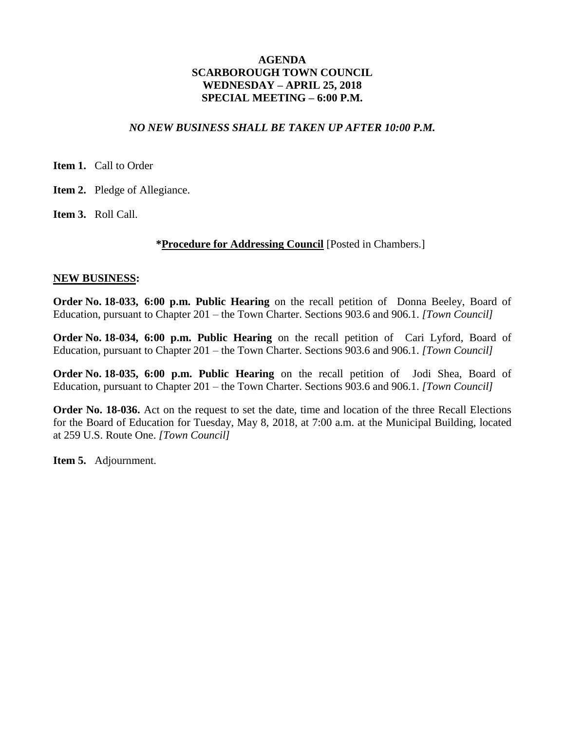# AGENDA
# SCARBOROUGH TOWN COUNCIL
## WEDNESDAY – APRIL 25, 2018
## SPECIAL MEETING – 6:00 P.M.

***NO NEW BUSINESS SHALL BE TAKEN UP AFTER 10:00 P.M.***

**Item 1.** Call to Order

**Item 2.** Pledge of Allegiance.

**Item 3.** Roll Call.

***Procedure for Addressing Council** [Posted in Chambers.]

**NEW BUSINESS:**

**Order No. 18-033, 6:00 p.m. Public Hearing** on the recall petition of Donna Beeley, Board of Education, pursuant to Chapter 201 – the Town Charter. Sections 903.6 and 906.1. *[Town Council]*

**Order No. 18-034, 6:00 p.m. Public Hearing** on the recall petition of Cari Lyford, Board of Education, pursuant to Chapter 201 – the Town Charter. Sections 903.6 and 906.1. *[Town Council]*

**Order No. 18-035, 6:00 p.m. Public Hearing** on the recall petition of Jodi Shea, Board of Education, pursuant to Chapter 201 – the Town Charter. Sections 903.6 and 906.1. *[Town Council]*

**Order No. 18-036.** Act on the request to set the date, time and location of the three Recall Elections for the Board of Education for Tuesday, May 8, 2018, at 7:00 a.m. at the Municipal Building, located at 259 U.S. Route One. *[Town Council]*

**Item 5.** Adjournment.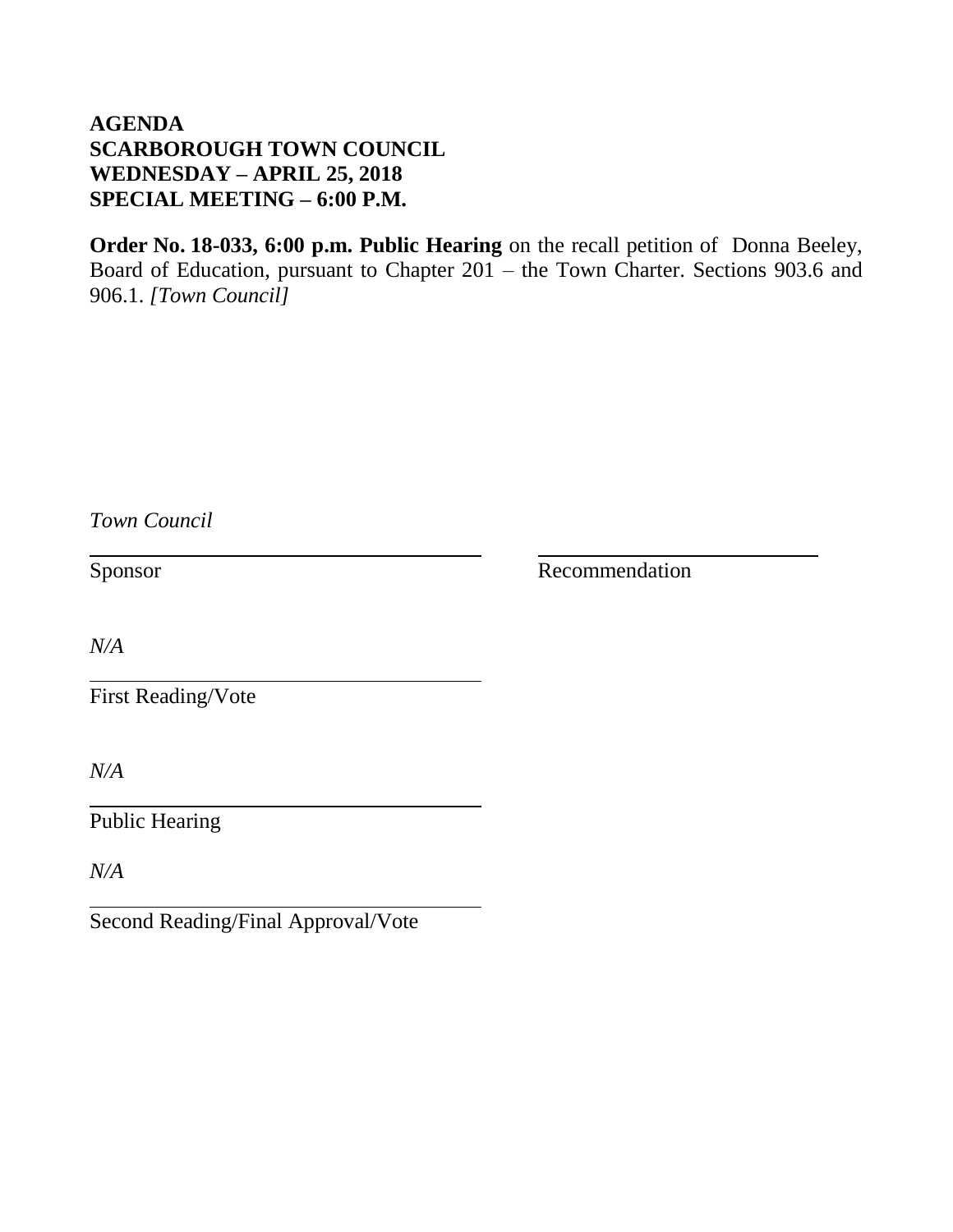**AGENDA**
**SCARBOROUGH TOWN COUNCIL**
**WEDNESDAY – APRIL 25, 2018**
**SPECIAL MEETING – 6:00 P.M.**

**Order No. 18-033, 6:00 p.m. Public Hearing** on the recall petition of Donna Beeley, Board of Education, pursuant to Chapter 201 – the Town Charter. Sections 903.6 and 906.1. *[Town Council]*

*Town Council*

Sponsor

Recommendation

*N/A*

First Reading/Vote

*N/A*

Public Hearing

*N/A*

Second Reading/Final Approval/Vote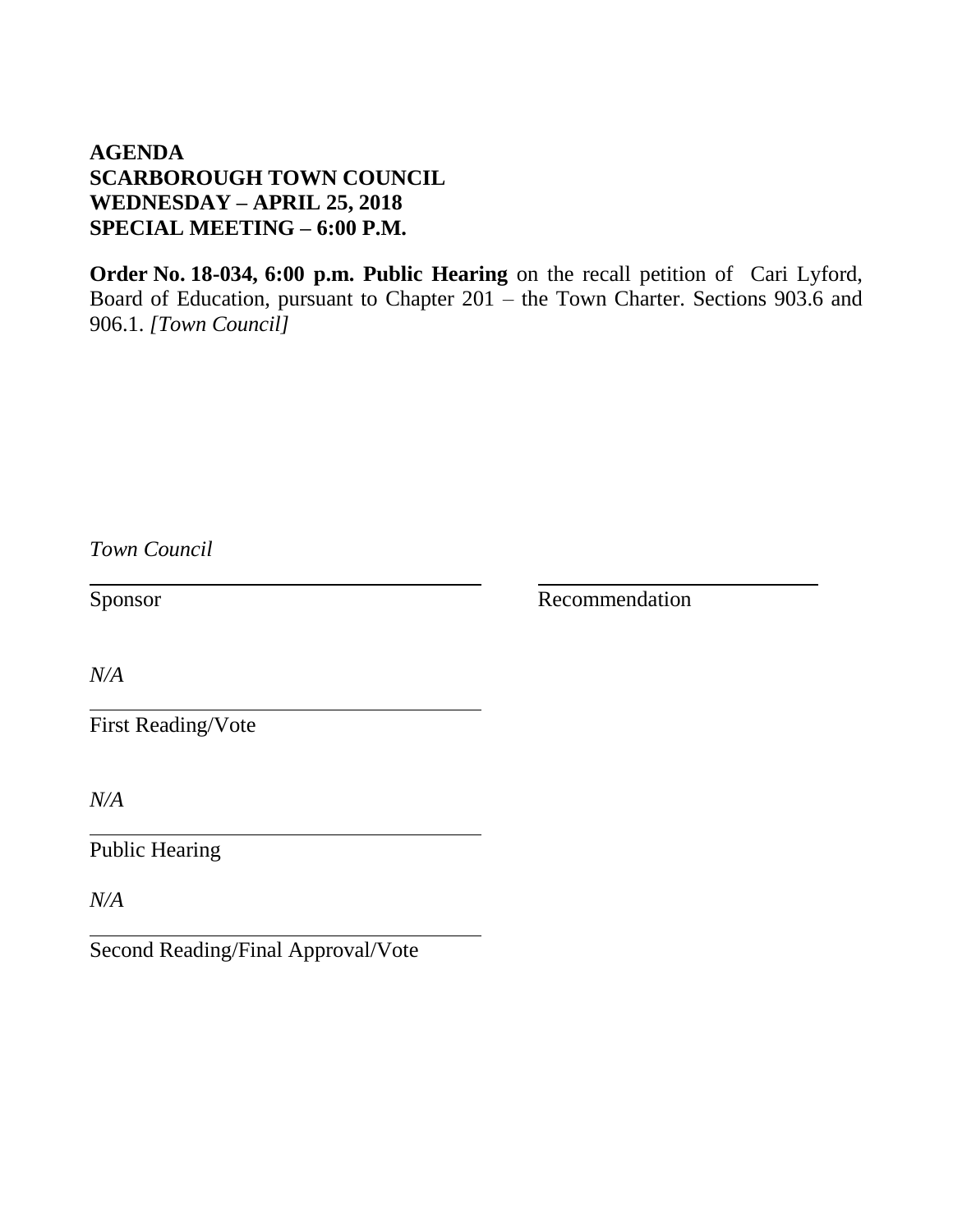**AGENDA**
**SCARBOROUGH TOWN COUNCIL**
**WEDNESDAY – APRIL 25, 2018**
**SPECIAL MEETING – 6:00 P.M.**

**Order No. 18-034, 6:00 p.m. Public Hearing** on the recall petition of Cari Lyford, Board of Education, pursuant to Chapter 201 – the Town Charter. Sections 903.6 and 906.1. *[Town Council]*

*Town Council*

Sponsor | Recommendation

*N/A*

First Reading/Vote

*N/A*

Public Hearing

*N/A*

Second Reading/Final Approval/Vote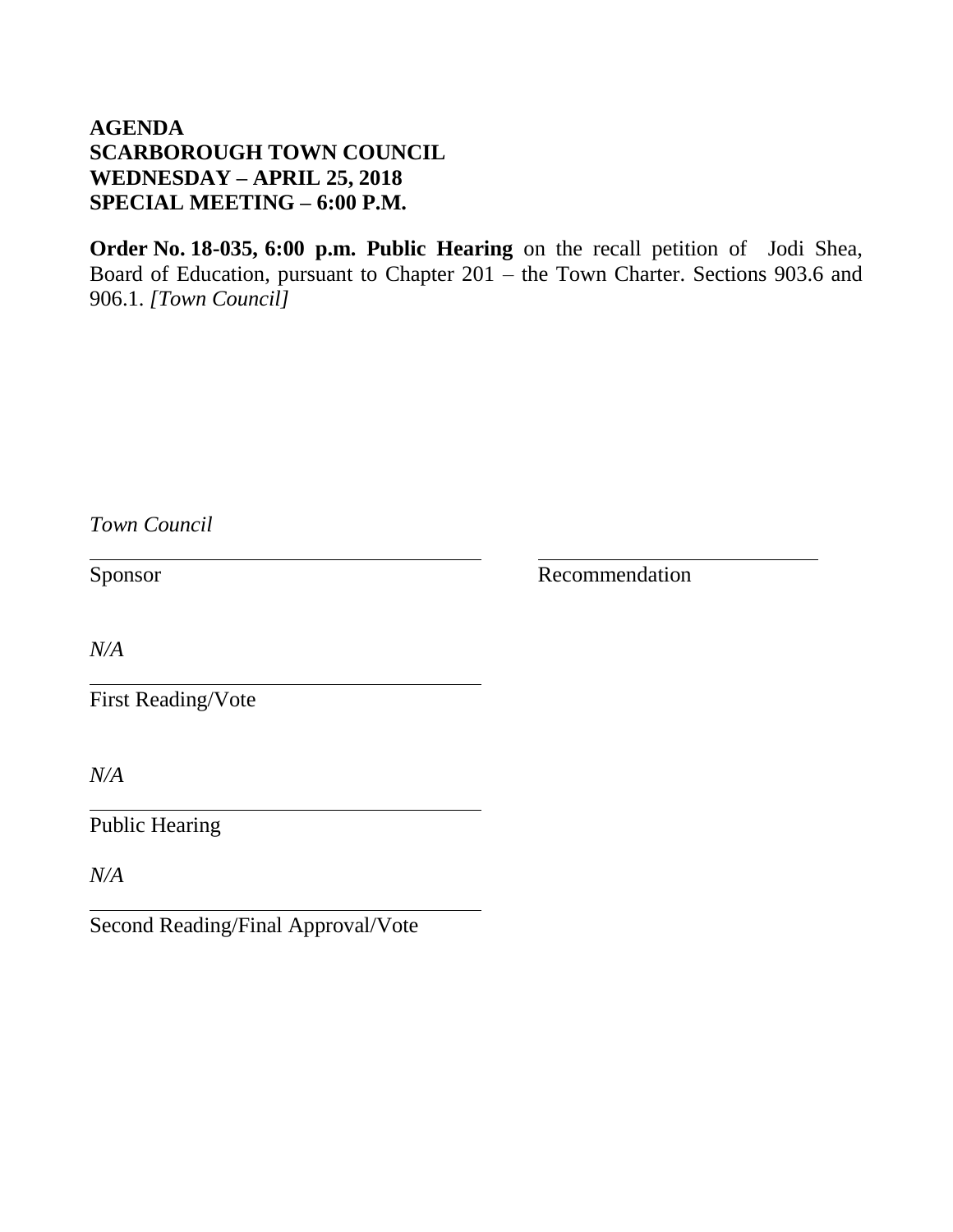**AGENDA**
**SCARBOROUGH TOWN COUNCIL**
**WEDNESDAY – APRIL 25, 2018**
**SPECIAL MEETING – 6:00 P.M.**

**Order No. 18-035, 6:00 p.m. Public Hearing** on the recall petition of Jodi Shea, Board of Education, pursuant to Chapter 201 – the Town Charter. Sections 903.6 and 906.1. *[Town Council]*

*Town Council*

Sponsor

Recommendation

*N/A*

First Reading/Vote

*N/A*

Public Hearing

*N/A*

Second Reading/Final Approval/Vote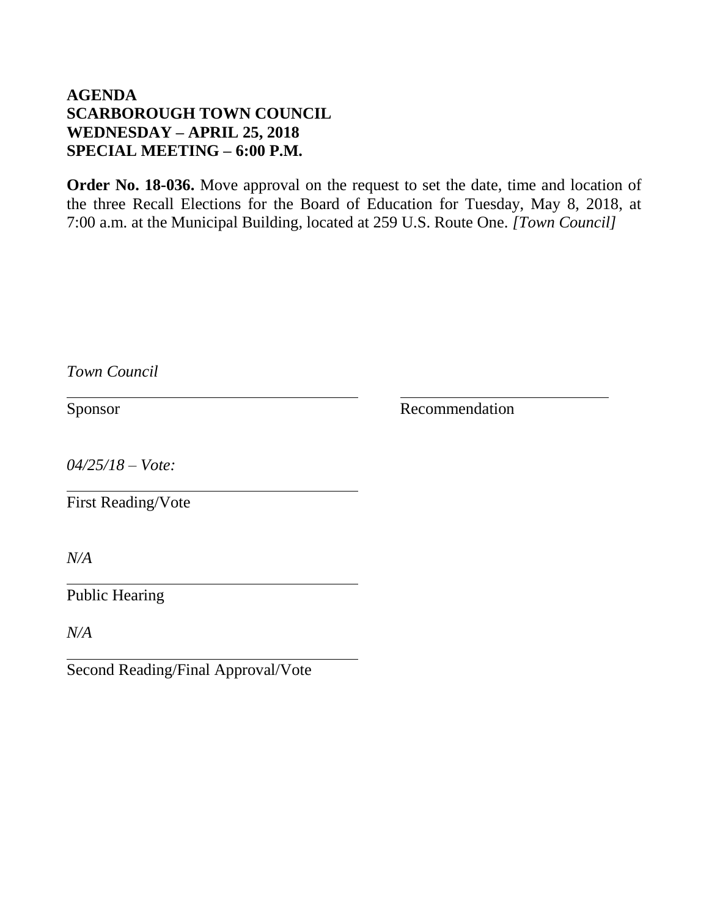**AGENDA**
**SCARBOROUGH TOWN COUNCIL**
**WEDNESDAY – APRIL 25, 2018**
**SPECIAL MEETING – 6:00 P.M.**

**Order No. 18-036.** Move approval on the request to set the date, time and location of the three Recall Elections for the Board of Education for Tuesday, May 8, 2018, at 7:00 a.m. at the Municipal Building, located at 259 U.S. Route One. *[Town Council]*

*Town Council*

Sponsor ______________________ Recommendation ______________________

*04/25/18 – Vote:*

First Reading/Vote

*N/A*

Public Hearing

*N/A*

Second Reading/Final Approval/Vote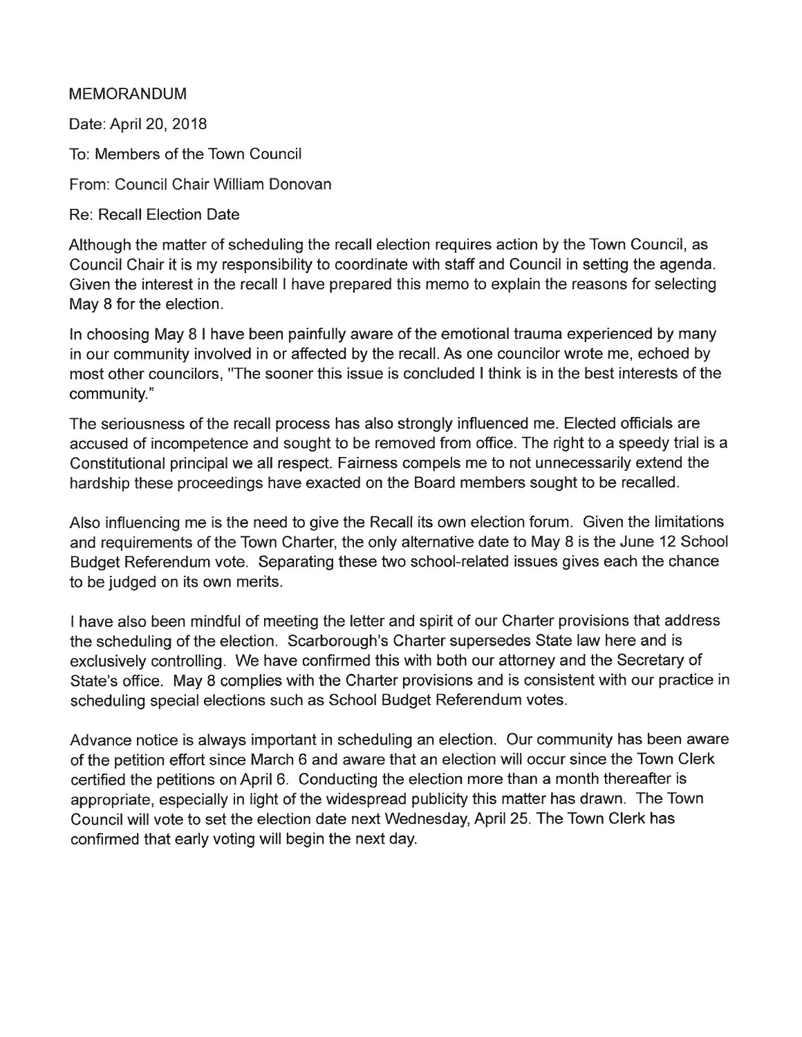MEMORANDUM

Date: April 20, 2018

To: Members of the Town Council

From: Council Chair William Donovan

Re: Recall Election Date

Although the matter of scheduling the recall election requires action by the Town Council, as Council Chair it is my responsibility to coordinate with staff and Council in setting the agenda. Given the interest in the recall I have prepared this memo to explain the reasons for selecting May 8 for the election.

In choosing May 8 I have been painfully aware of the emotional trauma experienced by many in our community involved in or affected by the recall. As one councilor wrote me, echoed by most other councilors, "The sooner this issue is concluded I think is in the best interests of the community."

The seriousness of the recall process has also strongly influenced me. Elected officials are accused of incompetence and sought to be removed from office. The right to a speedy trial is a Constitutional principal we all respect. Fairness compels me to not unnecessarily extend the hardship these proceedings have exacted on the Board members sought to be recalled.

Also influencing me is the need to give the Recall its own election forum. Given the limitations and requirements of the Town Charter, the only alternative date to May 8 is the June 12 School Budget Referendum vote. Separating these two school-related issues gives each the chance to be judged on its own merits.

I have also been mindful of meeting the letter and spirit of our Charter provisions that address the scheduling of the election. Scarborough's Charter supersedes State law here and is exclusively controlling. We have confirmed this with both our attorney and the Secretary of State's office. May 8 complies with the Charter provisions and is consistent with our practice in scheduling special elections such as School Budget Referendum votes.

Advance notice is always important in scheduling an election. Our community has been aware of the petition effort since March 6 and aware that an election will occur since the Town Clerk certified the petitions on April 6. Conducting the election more than a month thereafter is appropriate, especially in light of the widespread publicity this matter has drawn. The Town Council will vote to set the election date next Wednesday, April 25. The Town Clerk has confirmed that early voting will begin the next day.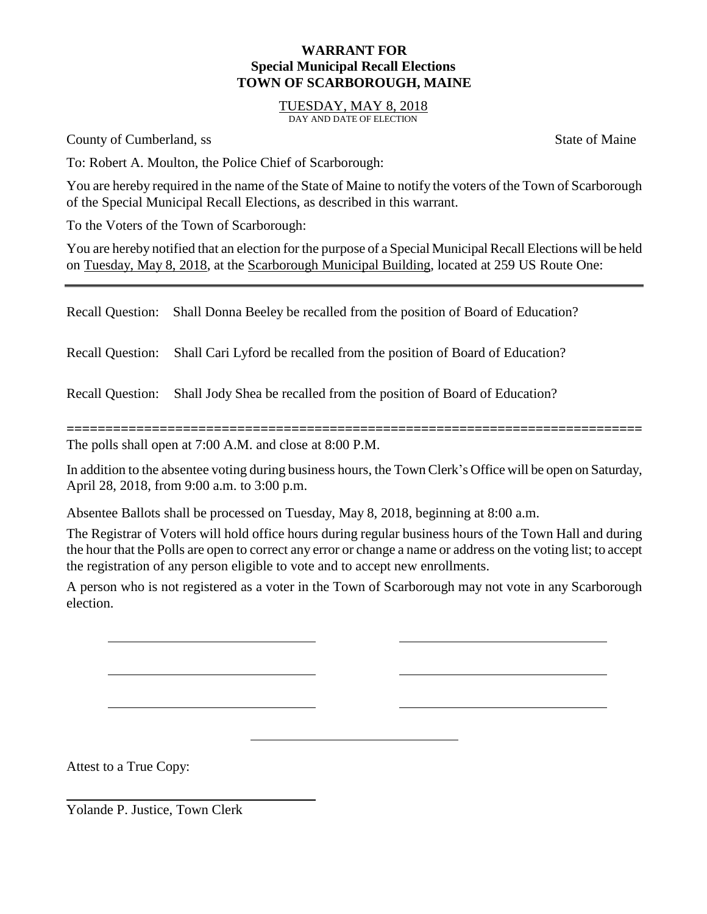**WARRANT FOR**
**Special Municipal Recall Elections**
**TOWN OF SCARBOROUGH, MAINE**

TUESDAY, MAY 8, 2018
DAY AND DATE OF ELECTION

County of Cumberland, ss State of Maine

To: Robert A. Moulton, the Police Chief of Scarborough:

You are hereby required in the name of the State of Maine to notify the voters of the Town of Scarborough of the Special Municipal Recall Elections, as described in this warrant.

To the Voters of the Town of Scarborough:

You are hereby notified that an election for the purpose of a Special Municipal Recall Elections will be held on Tuesday, May 8, 2018, at the Scarborough Municipal Building, located at 259 US Route One:

---

Recall Question: Shall Donna Beeley be recalled from the position of Board of Education?

Recall Question: Shall Cari Lyford be recalled from the position of Board of Education?

Recall Question: Shall Jody Shea be recalled from the position of Board of Education?

==========================================================================

The polls shall open at 7:00 A.M. and close at 8:00 P.M.

In addition to the absentee voting during business hours, the Town Clerk's Office will be open on Saturday, April 28, 2018, from 9:00 a.m. to 3:00 p.m.

Absentee Ballots shall be processed on Tuesday, May 8, 2018, beginning at 8:00 a.m.

The Registrar of Voters will hold office hours during regular business hours of the Town Hall and during the hour that the Polls are open to correct any error or change a name or address on the voting list; to accept the registration of any person eligible to vote and to accept new enrollments.

A person who is not registered as a voter in the Town of Scarborough may not vote in any Scarborough election.

\_\_\_\_\_\_\_\_\_\_\_\_\_\_\_\_\_\_\_\_\_\_\_\_\_\_\_\_ \_\_\_\_\_\_\_\_\_\_\_\_\_\_\_\_\_\_\_\_\_\_\_\_\_\_\_\_

\_\_\_\_\_\_\_\_\_\_\_\_\_\_\_\_\_\_\_\_\_\_\_\_\_\_\_\_ \_\_\_\_\_\_\_\_\_\_\_\_\_\_\_\_\_\_\_\_\_\_\_\_\_\_\_\_

\_\_\_\_\_\_\_\_\_\_\_\_\_\_\_\_\_\_\_\_\_\_\_\_\_\_\_\_ \_\_\_\_\_\_\_\_\_\_\_\_\_\_\_\_\_\_\_\_\_\_\_\_\_\_\_\_

\_\_\_\_\_\_\_\_\_\_\_\_\_\_\_\_\_\_\_\_\_\_\_\_\_\_\_\_

Attest to a True Copy:

\_\_\_\_\_\_\_\_\_\_\_\_\_\_\_\_\_\_\_\_\_\_\_\_\_\_\_\_

Yolande P. Justice, Town Clerk